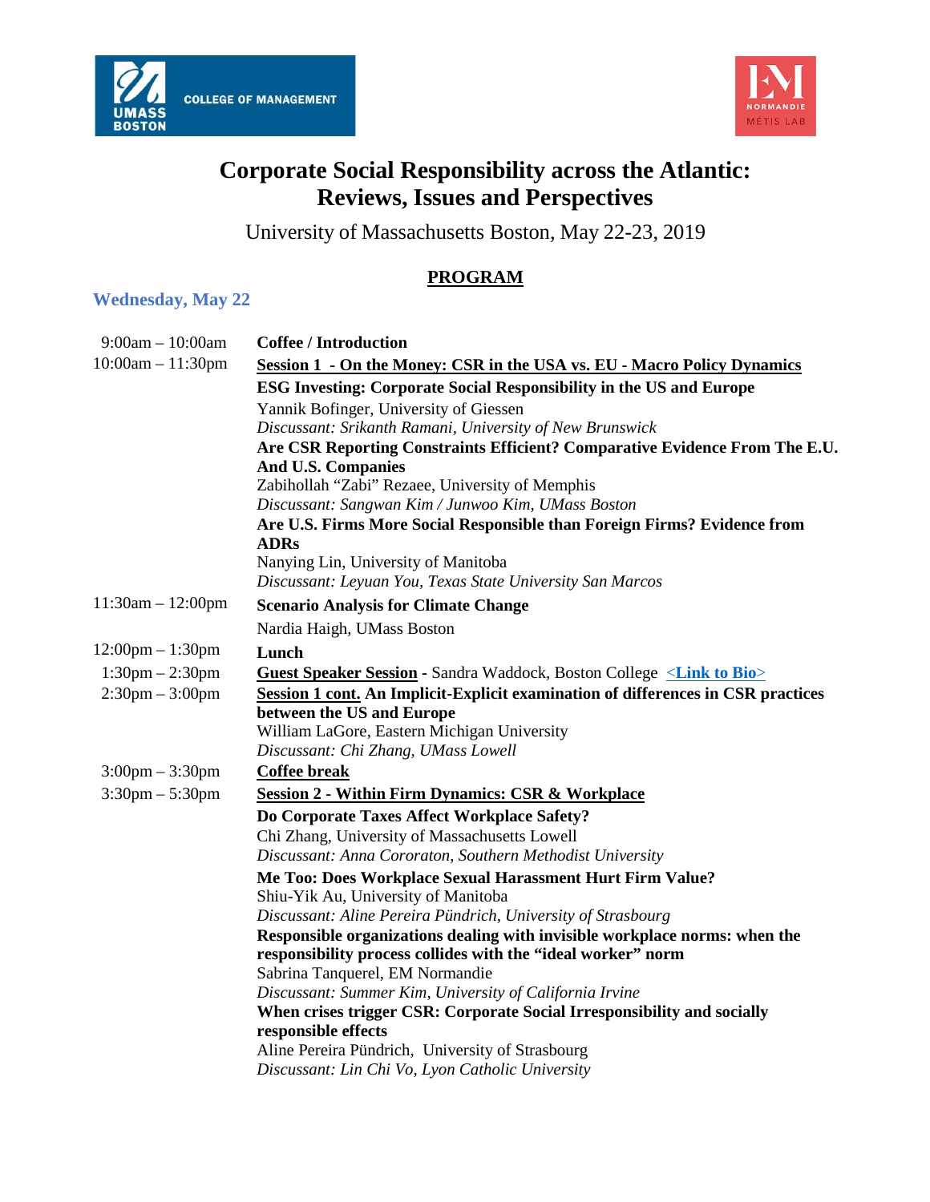# Corporate Social Responsibility across the Atlantic: Reviews, Issues and Perspectives

University of Massachusetts Boston, May 22-23, 2019

## PROGRAM

### Wednesday, May 22

| | |
|---|---|
| 9:00am – 10:00am | **Coffee / Introduction** |
| 10:00am – 11:30pm | **Session 1 - On the Money: CSR in the USA vs. EU - Macro Policy Dynamics** |
| | **ESG Investing: Corporate Social Responsibility in the US and Europe**<br>Yannik Bofinger, University of Giessen<br>*Discussant: Srikanth Ramani, University of New Brunswick* |
| | **Are CSR Reporting Constraints Efficient? Comparative Evidence From The E.U. And U.S. Companies**<br>Zabihollah "Zabi" Rezaee, University of Memphis<br>*Discussant: Sangwan Kim / Junwoo Kim, UMass Boston* |
| | **Are U.S. Firms More Social Responsible than Foreign Firms? Evidence from ADRs**<br>Nanying Lin, University of Manitoba<br>*Discussant: Leyuan You, Texas State University San Marcos* |
| 11:30am – 12:00pm | **Scenario Analysis for Climate Change**<br>Nardia Haigh, UMass Boston |
| 12:00pm – 1:30pm | **Lunch** |
| 1:30pm – 2:30pm | **Guest Speaker Session** - Sandra Waddock, Boston College <Link to Bio> |
| 2:30pm – 3:00pm | **Session 1 cont. An Implicit-Explicit examination of differences in CSR practices between the US and Europe**<br>William LaGore, Eastern Michigan University<br>*Discussant: Chi Zhang, UMass Lowell* |
| 3:00pm – 3:30pm | **Coffee break** |
| 3:30pm – 5:30pm | **Session 2 - Within Firm Dynamics: CSR & Workplace** |
| | **Do Corporate Taxes Affect Workplace Safety?**<br>Chi Zhang, University of Massachusetts Lowell<br>*Discussant: Anna Cororaton, Southern Methodist University* |
| | **Me Too: Does Workplace Sexual Harassment Hurt Firm Value?**<br>Shiu-Yik Au, University of Manitoba<br>*Discussant: Aline Pereira Pündrich, University of Strasbourg* |
| | **Responsible organizations dealing with invisible workplace norms: when the responsibility process collides with the "ideal worker" norm**<br>Sabrina Tanquerel, EM Normandie<br>*Discussant: Summer Kim, University of California Irvine* |
| | **When crises trigger CSR: Corporate Social Irresponsibility and socially responsible effects**<br>Aline Pereira Pündrich, University of Strasbourg<br>*Discussant: Lin Chi Vo, Lyon Catholic University* |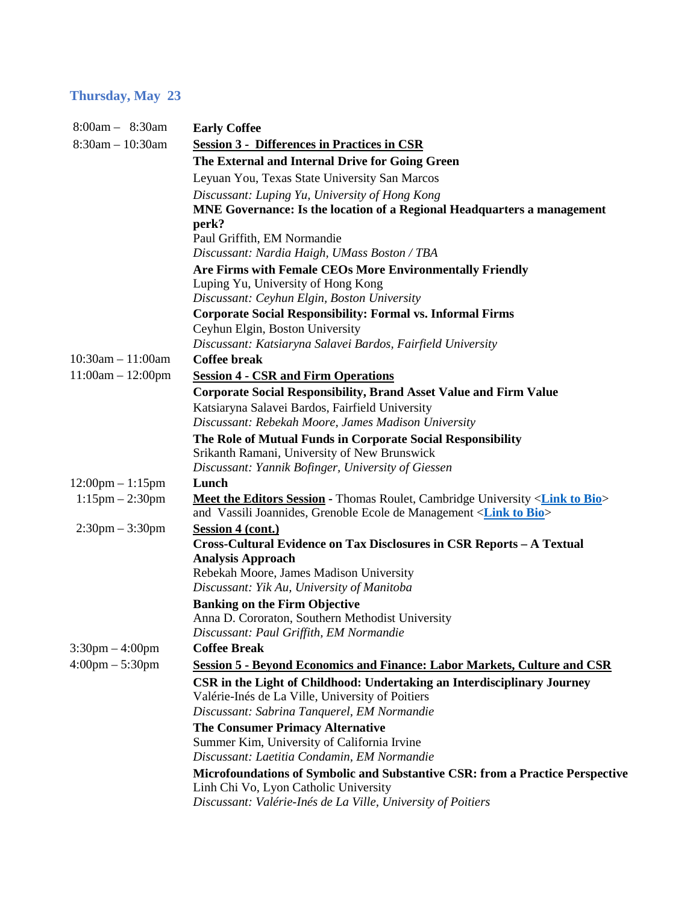## Thursday, May 23

| | |
|---|---|
| 8:00am – 8:30am | **Early Coffee** |
| 8:30am – 10:30am | **Session 3 - Differences in Practices in CSR** |
| | **The External and Internal Drive for Going Green** |
| | Leyuan You, Texas State University San Marcos |
| | *Discussant: Luping Yu, University of Hong Kong* |
| | **MNE Governance: Is the location of a Regional Headquarters a management perk?** |
| | Paul Griffith, EM Normandie |
| | *Discussant: Nardia Haigh, UMass Boston / TBA* |
| | **Are Firms with Female CEOs More Environmentally Friendly** |
| | Luping Yu, University of Hong Kong |
| | *Discussant: Ceyhun Elgin, Boston University* |
| | **Corporate Social Responsibility: Formal vs. Informal Firms** |
| | Ceyhun Elgin, Boston University |
| | *Discussant: Katsiaryna Salavei Bardos, Fairfield University* |
| 10:30am – 11:00am | **Coffee break** |
| 11:00am – 12:00pm | **Session 4 - CSR and Firm Operations** |
| | **Corporate Social Responsibility, Brand Asset Value and Firm Value** |
| | Katsiaryna Salavei Bardos, Fairfield University |
| | *Discussant: Rebekah Moore, James Madison University* |
| | **The Role of Mutual Funds in Corporate Social Responsibility** |
| | Srikanth Ramani, University of New Brunswick |
| | *Discussant: Yannik Bofinger, University of Giessen* |
| 12:00pm – 1:15pm | **Lunch** |
| 1:15pm – 2:30pm | **Meet the Editors Session** - Thomas Roulet, Cambridge University <Link to Bio> and Vassili Joannides, Grenoble Ecole de Management <Link to Bio> |
| 2:30pm – 3:30pm | **Session 4 (cont.)** |
| | **Cross-Cultural Evidence on Tax Disclosures in CSR Reports – A Textual Analysis Approach** |
| | Rebekah Moore, James Madison University |
| | *Discussant: Yik Au, University of Manitoba* |
| | **Banking on the Firm Objective** |
| | Anna D. Cororaton, Southern Methodist University |
| | *Discussant: Paul Griffith, EM Normandie* |
| 3:30pm – 4:00pm | **Coffee Break** |
| 4:00pm – 5:30pm | **Session 5 - Beyond Economics and Finance: Labor Markets, Culture and CSR** |
| | **CSR in the Light of Childhood: Undertaking an Interdisciplinary Journey** |
| | Valérie-Inés de La Ville, University of Poitiers |
| | *Discussant: Sabrina Tanquerel, EM Normandie* |
| | **The Consumer Primacy Alternative** |
| | Summer Kim, University of California Irvine |
| | *Discussant: Laetitia Condamin, EM Normandie* |
| | **Microfoundations of Symbolic and Substantive CSR: from a Practice Perspective** |
| | Linh Chi Vo, Lyon Catholic University |
| | *Discussant: Valérie-Inés de La Ville, University of Poitiers* |